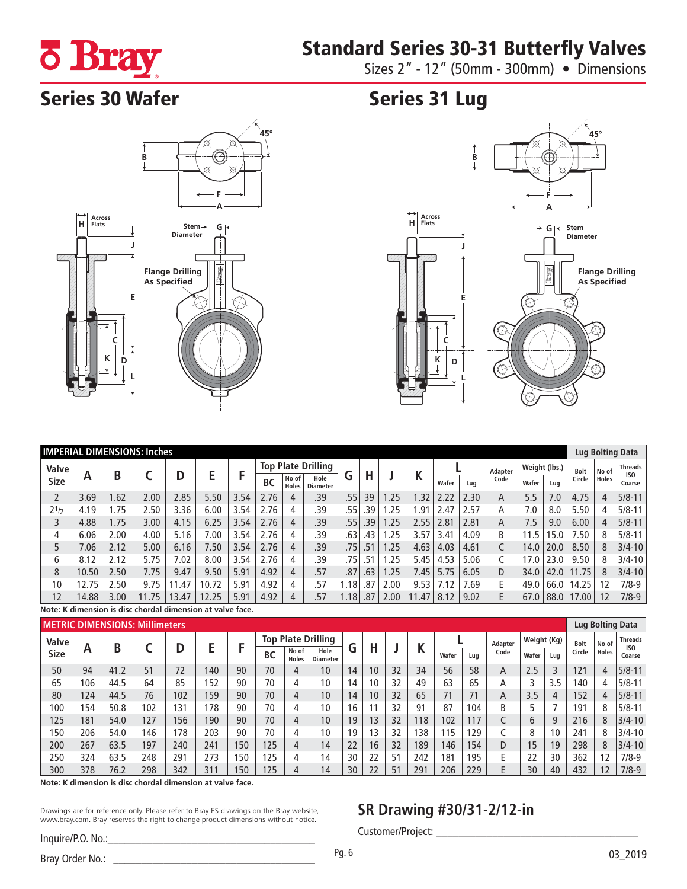# Standard Series 30-31 Butterfly Valves

Sizes 2" - 12" (50mm - 300mm) • Dimensions

## Series 30 Wafer

## Series 31 Lug

H Across Flats

Stem Diameter

Flange Drilling As Specified

### IMPERIAL DIMENSIONS: Inches

| Valve Size | A | B | C | D | E | F | Top Plate Drilling | | | G | H | J | K | L | | Adapter Code | Weight (lbs.) | | Lug Bolting Data | | |
|---|---|---|---|---|---|---|---|---|---|---|---|---|---|---|---|---|---|---|---|---|---|
| | | | | | | | BC | No of Holes | Hole Diameter | | | | | Wafer | Lug | | Wafer | Lug | Bolt Circle | No of Holes | Threads ISO Coarse |
| 2 | 3.69 | 1.62 | 2.00 | 2.85 | 5.50 | 3.54 | 2.76 | 4 | .39 | .55 | 39 | 1.25 | 1.32 | 2.22 | 2.30 | A | 5.5 | 7.0 | 4.75 | 4 | 5/8-11 |
| 2½ | 4.19 | 1.75 | 2.50 | 3.36 | 6.00 | 3.54 | 2.76 | 4 | .39 | .55 | .39 | 1.25 | 1.91 | 2.47 | 2.57 | A | 7.0 | 8.0 | 5.50 | 4 | 5/8-11 |
| 3 | 4.88 | 1.75 | 3.00 | 4.15 | 6.25 | 3.54 | 2.76 | 4 | .39 | .55 | .39 | 1.25 | 2.55 | 2.81 | 2.81 | A | 7.5 | 9.0 | 6.00 | 4 | 5/8-11 |
| 4 | 6.06 | 2.00 | 4.00 | 5.16 | 7.00 | 3.54 | 2.76 | 4 | .39 | .63 | .43 | 1.25 | 3.57 | 3.41 | 4.09 | B | 11.5 | 15.0 | 7.50 | 8 | 5/8-11 |
| 5 | 7.06 | 2.12 | 5.00 | 6.16 | 7.50 | 3.54 | 2.76 | 4 | .39 | .75 | .51 | 1.25 | 4.63 | 4.03 | 4.61 | C | 14.0 | 20.0 | 8.50 | 8 | 3/4-10 |
| 6 | 8.12 | 2.12 | 5.75 | 7.02 | 8.00 | 3.54 | 2.76 | 4 | .39 | .75 | .51 | 1.25 | 5.45 | 4.53 | 5.06 | C | 17.0 | 23.0 | 9.50 | 8 | 3/4-10 |
| 8 | 10.50 | 2.50 | 7.75 | 9.47 | 9.50 | 5.91 | 4.92 | 4 | .57 | .87 | .63 | 1.25 | 7.45 | 5.75 | 6.05 | D | 34.0 | 42.0 | 11.75 | 8 | 3/4-10 |
| 10 | 12.75 | 2.50 | 9.75 | 11.47 | 10.72 | 5.91 | 4.92 | 4 | .57 | 1.18 | .87 | 2.00 | 9.53 | 7.12 | 7.69 | E | 49.0 | 66.0 | 14.25 | 12 | 7/8-9 |
| 12 | 14.88 | 3.00 | 11.75 | 13.47 | 12.25 | 5.91 | 4.92 | 4 | .57 | 1.18 | .87 | 2.00 | 11.47 | 8.12 | 9.02 | E | 67.0 | 88.0 | 17.00 | 12 | 7/8-9 |

**Note: K dimension is disc chordal dimension at valve face.**

### METRIC DIMENSIONS: Millimeters

| Valve Size | A | B | C | D | E | F | Top Plate Drilling | | | G | H | J | K | L | | Adapter Code | Weight (Kg) | | Lug Bolting Data | | |
|---|---|---|---|---|---|---|---|---|---|---|---|---|---|---|---|---|---|---|---|---|---|
| | | | | | | | BC | No of Holes | Hole Diameter | | | | | Wafer | Lug | | Wafer | Lug | Bolt Circle | No of Holes | Threads ISO Coarse |
| 50 | 94 | 41.2 | 51 | 72 | 140 | 90 | 70 | 4 | 10 | 14 | 10 | 32 | 34 | 56 | 58 | A | 2.5 | 3 | 121 | 4 | 5/8-11 |
| 65 | 106 | 44.5 | 64 | 85 | 152 | 90 | 70 | 4 | 10 | 14 | 10 | 32 | 49 | 63 | 65 | A | 3 | 3.5 | 140 | 4 | 5/8-11 |
| 80 | 124 | 44.5 | 76 | 102 | 159 | 90 | 70 | 4 | 10 | 14 | 10 | 32 | 65 | 71 | 71 | A | 3.5 | 4 | 152 | 4 | 5/8-11 |
| 100 | 154 | 50.8 | 102 | 131 | 178 | 90 | 70 | 4 | 10 | 16 | 11 | 32 | 91 | 87 | 104 | B | 5 | 7 | 191 | 8 | 5/8-11 |
| 125 | 181 | 54.0 | 127 | 156 | 190 | 90 | 70 | 4 | 10 | 19 | 13 | 32 | 118 | 102 | 117 | C | 6 | 9 | 216 | 8 | 3/4-10 |
| 150 | 206 | 54.0 | 146 | 178 | 203 | 90 | 70 | 4 | 10 | 19 | 13 | 32 | 138 | 115 | 129 | C | 8 | 10 | 241 | 8 | 3/4-10 |
| 200 | 267 | 63.5 | 197 | 240 | 241 | 150 | 125 | 4 | 14 | 22 | 16 | 32 | 189 | 146 | 154 | D | 15 | 19 | 298 | 8 | 3/4-10 |
| 250 | 324 | 63.5 | 248 | 291 | 273 | 150 | 125 | 4 | 14 | 30 | 22 | 51 | 242 | 181 | 195 | E | 22 | 30 | 362 | 12 | 7/8-9 |
| 300 | 378 | 76.2 | 298 | 342 | 311 | 150 | 125 | 4 | 14 | 30 | 22 | 51 | 291 | 206 | 229 | E | 30 | 40 | 432 | 12 | 7/8-9 |

**Note: K dimension is disc chordal dimension at valve face.**

Drawings are for reference only. Please refer to Bray ES drawings on the Bray website, www.bray.com. Bray reserves the right to change product dimensions without notice.

Inquire/P.O. No.:\_\_\_\_\_\_\_\_\_\_\_\_\_\_\_\_\_\_\_\_

Bray Order No.: \_\_\_\_\_\_\_\_\_\_\_\_\_\_\_\_\_\_\_\_

## SR Drawing #30/31-2/12-in

Customer/Project: \_\_\_\_\_\_\_\_\_\_\_\_\_\_\_\_\_\_\_\_

03_2019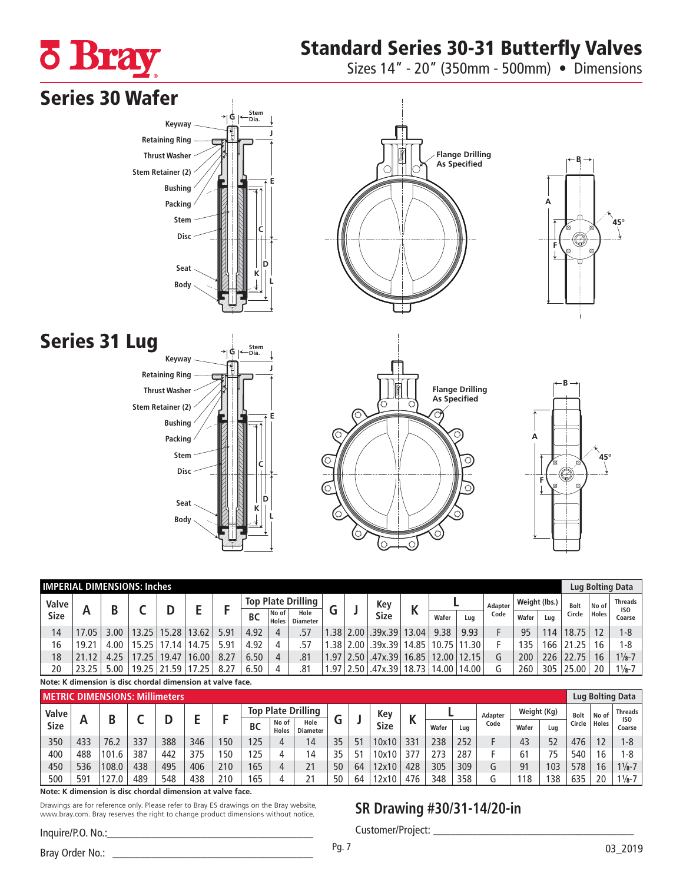# Standard Series 30-31 Butterfly Valves

Sizes 14" - 20" (350mm - 500mm) • Dimensions

## Series 30 Wafer

Keyway
Retaining Ring
Thrust Washer
Stem Retainer (2)
Bushing
Packing
Stem
Disc
Seat
Body

G
Stem Dia.
J
E
C
D
K
L

Flange Drilling As Specified

B
A
F
45°

## Series 31 Lug

Keyway
Retaining Ring
Thrust Washer
Stem Retainer (2)
Bushing
Packing
Stem
Disc
Seat
Body

G
Stem Dia.
J
E
C
D
K
L

Flange Drilling As Specified

B
A
F
45°

**IMPERIAL DIMENSIONS: Inches**

| Valve Size | A | B | C | D | E | F | Top Plate Drilling | | | G | J | Key Size | K | L | | Adapter Code | Weight (lbs.) | | Lug Bolting Data | | |
|---|---|---|---|---|---|---|---|---|---|---|---|---|---|---|---|---|---|---|---|---|---|
| | | | | | | | BC | No of Holes | Hole Diameter | | | | | Wafer | Lug | | Wafer | Lug | Bolt Circle | No of Holes | Threads ISO Coarse |
| 14 | 17.05 | 3.00 | 13.25 | 15.28 | 13.62 | 5.91 | 4.92 | 4 | .57 | 1.38 | 2.00 | .39x.39 | 13.04 | 9.38 | 9.93 | F | 95 | 114 | 18.75 | 12 | 1-8 |
| 16 | 19.21 | 4.00 | 15.25 | 17.14 | 14.75 | 5.91 | 4.92 | 4 | .57 | 1.38 | 2.00 | .39x.39 | 14.85 | 10.75 | 11.30 | F | 135 | 166 | 21.25 | 16 | 1-8 |
| 18 | 21.12 | 4.25 | 17.25 | 19.47 | 16.00 | 8.27 | 6.50 | 4 | .81 | 1.97 | 2.50 | .47x.39 | 16.85 | 12.00 | 12.15 | G | 200 | 226 | 22.75 | 16 | 1⅛-7 |
| 20 | 23.25 | 5.00 | 19.25 | 21.59 | 17.25 | 8.27 | 6.50 | 4 | .81 | 1.97 | 2.50 | .47x.39 | 18.73 | 14.00 | 14.00 | G | 260 | 305 | 25.00 | 20 | 1⅛-7 |

**Note: K dimension is disc chordal dimension at valve face.**

**METRIC DIMENSIONS: Millimeters**

| Valve Size | A | B | C | D | E | F | Top Plate Drilling | | | G | J | Key Size | K | L | | Adapter Code | Weight (Kg) | | Lug Bolting Data | | |
|---|---|---|---|---|---|---|---|---|---|---|---|---|---|---|---|---|---|---|---|---|---|
| | | | | | | | BC | No of Holes | Hole Diameter | | | | | Wafer | Lug | | Wafer | Lug | Bolt Circle | No of Holes | Threads ISO Coarse |
| 350 | 433 | 76.2 | 337 | 388 | 346 | 150 | 125 | 4 | 14 | 35 | 51 | 10x10 | 331 | 238 | 252 | F | 43 | 52 | 476 | 12 | 1-8 |
| 400 | 488 | 101.6 | 387 | 442 | 375 | 150 | 125 | 4 | 14 | 35 | 51 | 10x10 | 377 | 273 | 287 | F | 61 | 75 | 540 | 16 | 1-8 |
| 450 | 536 | 108.0 | 438 | 495 | 406 | 210 | 165 | 4 | 21 | 50 | 64 | 12x10 | 428 | 305 | 309 | G | 91 | 103 | 578 | 16 | 1⅛-7 |
| 500 | 591 | 127.0 | 489 | 548 | 438 | 210 | 165 | 4 | 21 | 50 | 64 | 12x10 | 476 | 348 | 358 | G | 118 | 138 | 635 | 20 | 1⅛-7 |

**Note: K dimension is disc chordal dimension at valve face.**

Drawings are for reference only. Please refer to Bray ES drawings on the Bray website, www.bray.com. Bray reserves the right to change product dimensions without notice.

## SR Drawing #30/31-14/20-in

Inquire/P.O. No.:_______________________

Customer/Project: _______________________

Bray Order No.: _______________________

03_2019